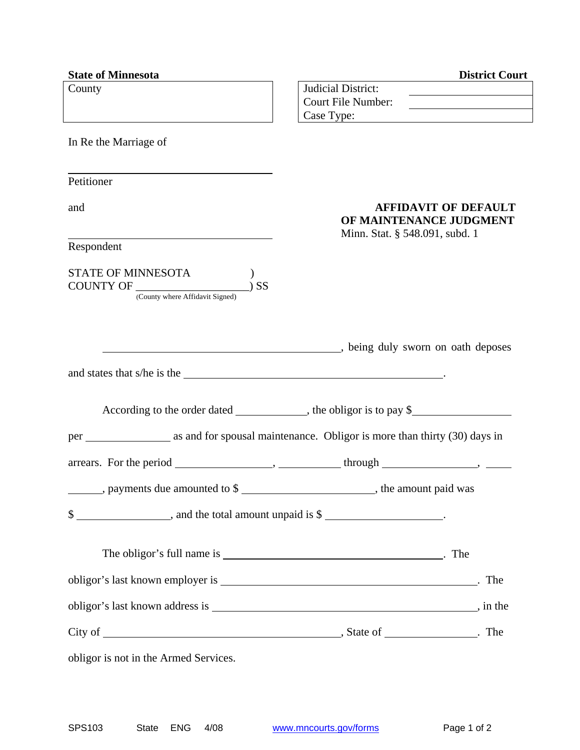**State of Minnesota** **District Court**

| County | Judicial District: ______________ |
|---|---|
| | Court File Number: ______________ |
| | Case Type: |

In Re the Marriage of

______________________________
Petitioner

and

______________________________
Respondent

## AFFIDAVIT OF DEFAULT OF MAINTENANCE JUDGMENT

Minn. Stat. § 548.091, subd. 1

STATE OF MINNESOTA )
COUNTY OF ____________________) SS
(County where Affidavit Signed)

______________________________, being duly sworn on oath deposes and states that s/he is the ______________________________.

According to the order dated ____________, the obligor is to pay $________________ per ______________ as and for spousal maintenance. Obligor is more than thirty (30) days in arrears. For the period ________________, __________ through ________________, ___________, payments due amounted to $ ______________________, the amount paid was $ ________________, and the total amount unpaid is $ ____________________.

The obligor's full name is ______________________________. The obligor's last known employer is ______________________________. The obligor's last known address is ______________________________, in the City of ______________________________, State of ________________. The obligor is not in the Armed Services.

SPS103 State ENG 4/08 www.mncourts.gov/forms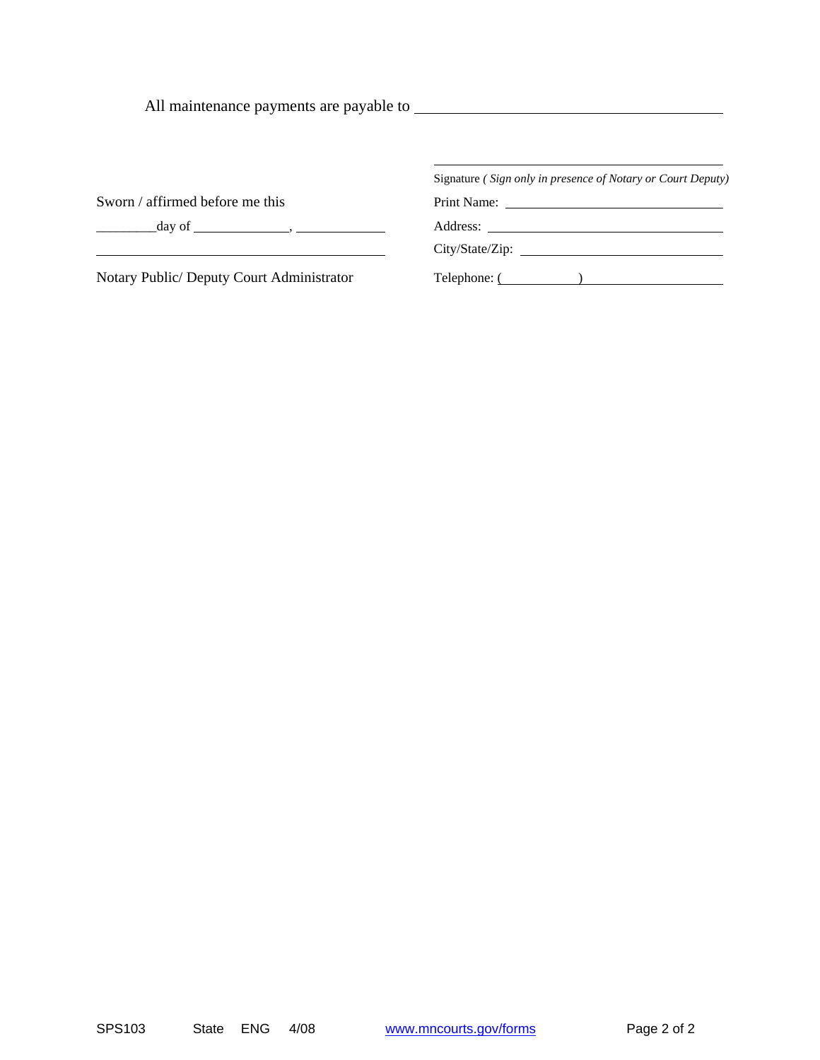All maintenance payments are payable to ________________________________________

| | |
|---|---|
| | ________________________________________ |
| | Signature *( Sign only in presence of Notary or Court Deputy)* |
| Sworn / affirmed before me this | Print Name: ______________________________ |
| ________day of ______________, ____________ | Address: ________________________________ |
| ________________________________________ | City/State/Zip: ____________________________ |
| Notary Public/ Deputy Court Administrator | Telephone: (__________) __________________ |

SPS103 State ENG 4/08 www.mncourts.gov/forms